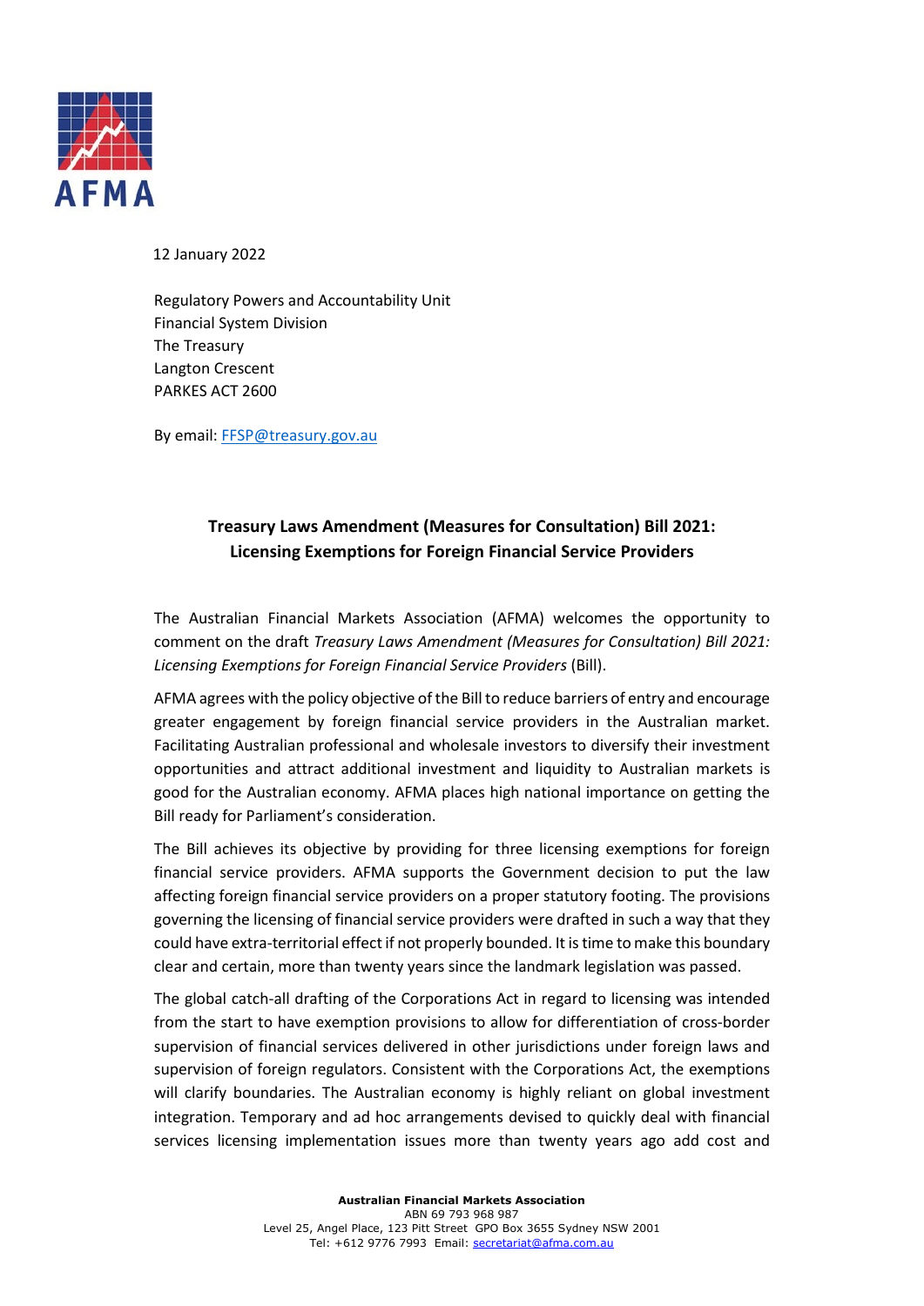12 January 2022

Regulatory Powers and Accountability Unit
Financial System Division
The Treasury
Langton Crescent
PARKES ACT 2600

By email: FFSP@treasury.gov.au

**Treasury Laws Amendment (Measures for Consultation) Bill 2021: Licensing Exemptions for Foreign Financial Service Providers**

The Australian Financial Markets Association (AFMA) welcomes the opportunity to comment on the draft *Treasury Laws Amendment (Measures for Consultation) Bill 2021: Licensing Exemptions for Foreign Financial Service Providers* (Bill).

AFMA agrees with the policy objective of the Bill to reduce barriers of entry and encourage greater engagement by foreign financial service providers in the Australian market. Facilitating Australian professional and wholesale investors to diversify their investment opportunities and attract additional investment and liquidity to Australian markets is good for the Australian economy. AFMA places high national importance on getting the Bill ready for Parliament's consideration.

The Bill achieves its objective by providing for three licensing exemptions for foreign financial service providers. AFMA supports the Government decision to put the law affecting foreign financial service providers on a proper statutory footing. The provisions governing the licensing of financial service providers were drafted in such a way that they could have extra-territorial effect if not properly bounded. It is time to make this boundary clear and certain, more than twenty years since the landmark legislation was passed.

The global catch-all drafting of the Corporations Act in regard to licensing was intended from the start to have exemption provisions to allow for differentiation of cross-border supervision of financial services delivered in other jurisdictions under foreign laws and supervision of foreign regulators. Consistent with the Corporations Act, the exemptions will clarify boundaries. The Australian economy is highly reliant on global investment integration. Temporary and ad hoc arrangements devised to quickly deal with financial services licensing implementation issues more than twenty years ago add cost and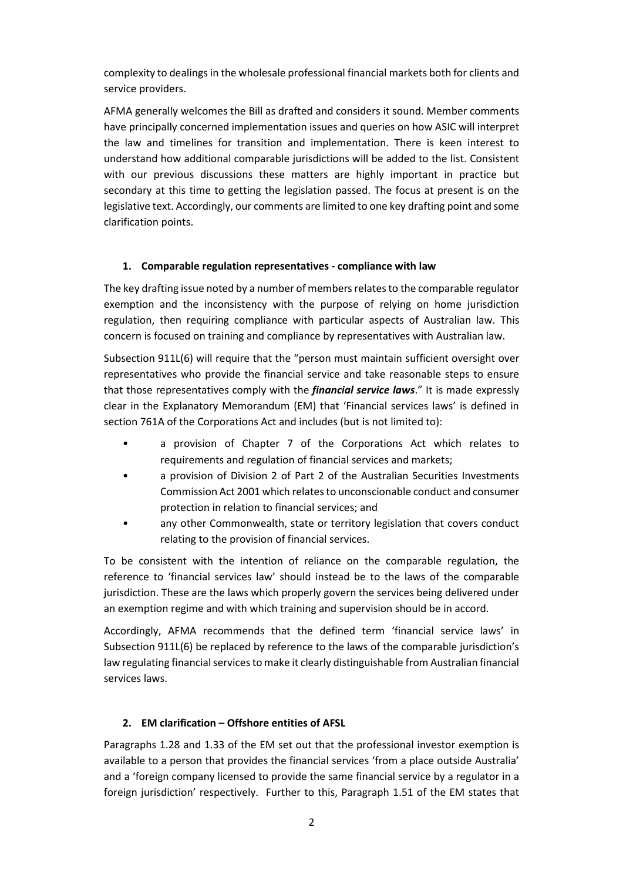complexity to dealings in the wholesale professional financial markets both for clients and service providers.

AFMA generally welcomes the Bill as drafted and considers it sound. Member comments have principally concerned implementation issues and queries on how ASIC will interpret the law and timelines for transition and implementation. There is keen interest to understand how additional comparable jurisdictions will be added to the list. Consistent with our previous discussions these matters are highly important in practice but secondary at this time to getting the legislation passed. The focus at present is on the legislative text. Accordingly, our comments are limited to one key drafting point and some clarification points.

**1. Comparable regulation representatives - compliance with law**

The key drafting issue noted by a number of members relates to the comparable regulator exemption and the inconsistency with the purpose of relying on home jurisdiction regulation, then requiring compliance with particular aspects of Australian law. This concern is focused on training and compliance by representatives with Australian law.

Subsection 911L(6) will require that the "person must maintain sufficient oversight over representatives who provide the financial service and take reasonable steps to ensure that those representatives comply with the ***financial service laws***." It is made expressly clear in the Explanatory Memorandum (EM) that 'Financial services laws' is defined in section 761A of the Corporations Act and includes (but is not limited to):

- a provision of Chapter 7 of the Corporations Act which relates to requirements and regulation of financial services and markets;
- a provision of Division 2 of Part 2 of the Australian Securities Investments Commission Act 2001 which relates to unconscionable conduct and consumer protection in relation to financial services; and
- any other Commonwealth, state or territory legislation that covers conduct relating to the provision of financial services.

To be consistent with the intention of reliance on the comparable regulation, the reference to 'financial services law' should instead be to the laws of the comparable jurisdiction. These are the laws which properly govern the services being delivered under an exemption regime and with which training and supervision should be in accord.

Accordingly, AFMA recommends that the defined term 'financial service laws' in Subsection 911L(6) be replaced by reference to the laws of the comparable jurisdiction's law regulating financial services to make it clearly distinguishable from Australian financial services laws.

**2. EM clarification – Offshore entities of AFSL**

Paragraphs 1.28 and 1.33 of the EM set out that the professional investor exemption is available to a person that provides the financial services 'from a place outside Australia' and a 'foreign company licensed to provide the same financial service by a regulator in a foreign jurisdiction' respectively. Further to this, Paragraph 1.51 of the EM states that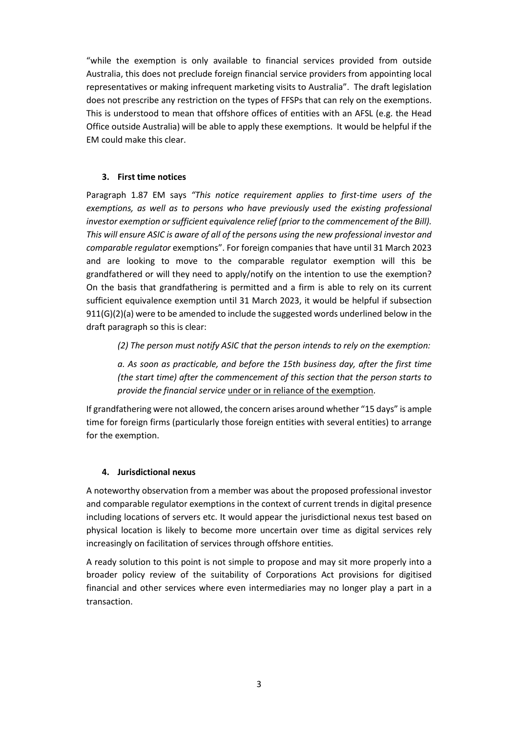"while the exemption is only available to financial services provided from outside Australia, this does not preclude foreign financial service providers from appointing local representatives or making infrequent marketing visits to Australia". The draft legislation does not prescribe any restriction on the types of FFSPs that can rely on the exemptions. This is understood to mean that offshore offices of entities with an AFSL (e.g. the Head Office outside Australia) will be able to apply these exemptions. It would be helpful if the EM could make this clear.

### 3. First time notices

Paragraph 1.87 EM says *"This notice requirement applies to first-time users of the exemptions, as well as to persons who have previously used the existing professional investor exemption or sufficient equivalence relief (prior to the commencement of the Bill). This will ensure ASIC is aware of all of the persons using the new professional investor and comparable regulator* exemptions". For foreign companies that have until 31 March 2023 and are looking to move to the comparable regulator exemption will this be grandfathered or will they need to apply/notify on the intention to use the exemption? On the basis that grandfathering is permitted and a firm is able to rely on its current sufficient equivalence exemption until 31 March 2023, it would be helpful if subsection 911(G)(2)(a) were to be amended to include the suggested words underlined below in the draft paragraph so this is clear:

> *(2) The person must notify ASIC that the person intends to rely on the exemption:*
>
> *a. As soon as practicable, and before the 15th business day, after the first time (the start time) after the commencement of this section that the person starts to provide the financial service* <u>under or in reliance of the exemption</u>.

If grandfathering were not allowed, the concern arises around whether "15 days" is ample time for foreign firms (particularly those foreign entities with several entities) to arrange for the exemption.

### 4. Jurisdictional nexus

A noteworthy observation from a member was about the proposed professional investor and comparable regulator exemptions in the context of current trends in digital presence including locations of servers etc. It would appear the jurisdictional nexus test based on physical location is likely to become more uncertain over time as digital services rely increasingly on facilitation of services through offshore entities.

A ready solution to this point is not simple to propose and may sit more properly into a broader policy review of the suitability of Corporations Act provisions for digitised financial and other services where even intermediaries may no longer play a part in a transaction.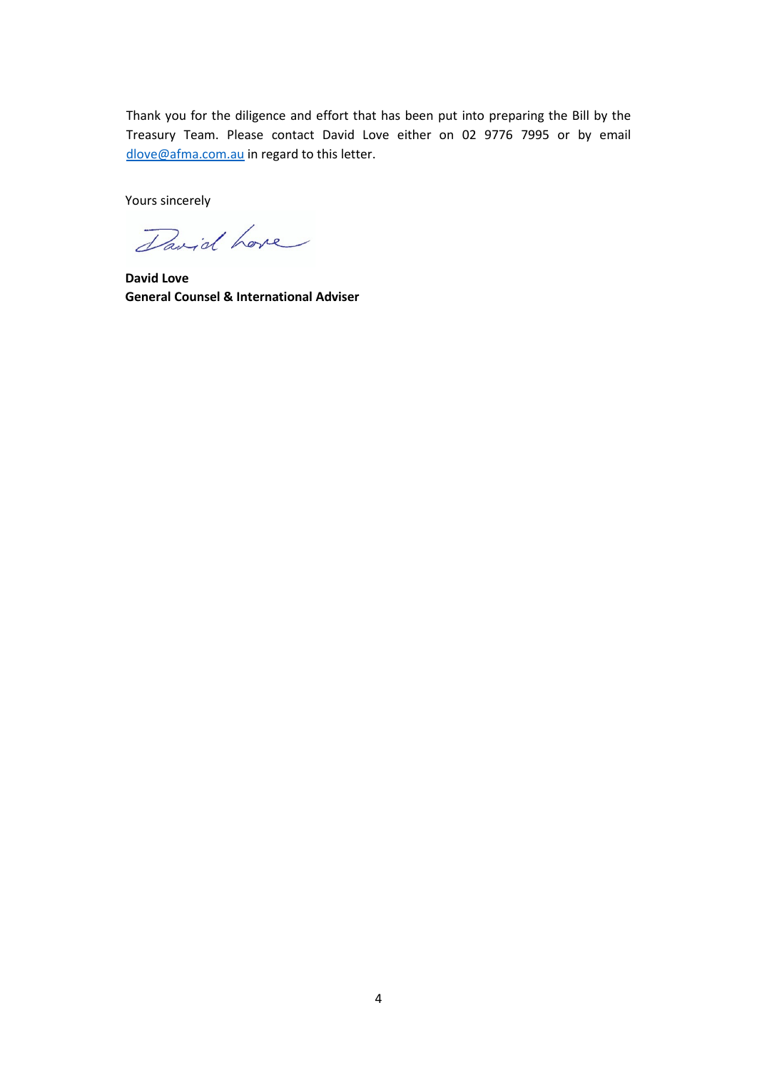Thank you for the diligence and effort that has been put into preparing the Bill by the Treasury Team. Please contact David Love either on 02 9776 7995 or by email dlove@afma.com.au in regard to this letter.

Yours sincerely

David Love

**David Love**
**General Counsel & International Adviser**